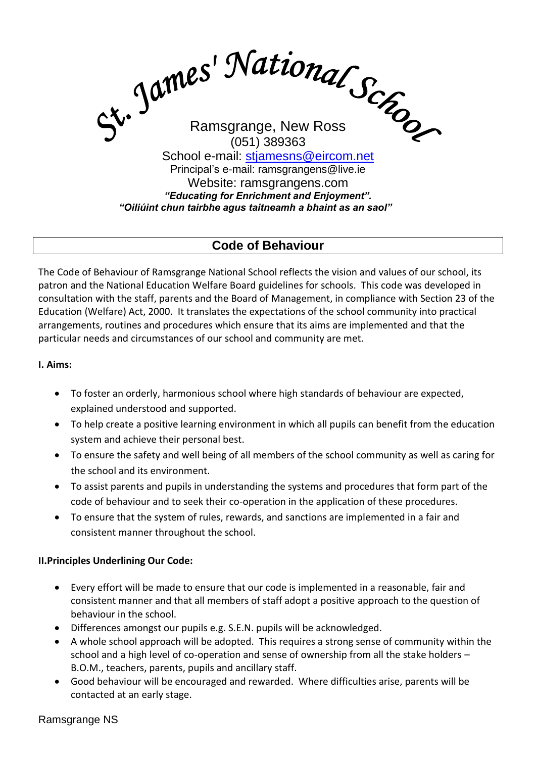# St. James' National School

Ramsgrange, New Ross
(051) 389363
School e-mail: stjamesns@eircom.net
Principal's e-mail: ramsgrangens@live.ie
Website: ramsgrangens.com
***"Educating for Enrichment and Enjoyment".***
***"Oiliúint chun tairbhe agus taitneamh a bhaint as an saol"***

## Code of Behaviour

The Code of Behaviour of Ramsgrange National School reflects the vision and values of our school, its patron and the National Education Welfare Board guidelines for schools. This code was developed in consultation with the staff, parents and the Board of Management, in compliance with Section 23 of the Education (Welfare) Act, 2000. It translates the expectations of the school community into practical arrangements, routines and procedures which ensure that its aims are implemented and that the particular needs and circumstances of our school and community are met.

### I. Aims:

- To foster an orderly, harmonious school where high standards of behaviour are expected, explained understood and supported.
- To help create a positive learning environment in which all pupils can benefit from the education system and achieve their personal best.
- To ensure the safety and well being of all members of the school community as well as caring for the school and its environment.
- To assist parents and pupils in understanding the systems and procedures that form part of the code of behaviour and to seek their co-operation in the application of these procedures.
- To ensure that the system of rules, rewards, and sanctions are implemented in a fair and consistent manner throughout the school.

### II.Principles Underlining Our Code:

- Every effort will be made to ensure that our code is implemented in a reasonable, fair and consistent manner and that all members of staff adopt a positive approach to the question of behaviour in the school.
- Differences amongst our pupils e.g. S.E.N. pupils will be acknowledged.
- A whole school approach will be adopted. This requires a strong sense of community within the school and a high level of co-operation and sense of ownership from all the stake holders – B.O.M., teachers, parents, pupils and ancillary staff.
- Good behaviour will be encouraged and rewarded. Where difficulties arise, parents will be contacted at an early stage.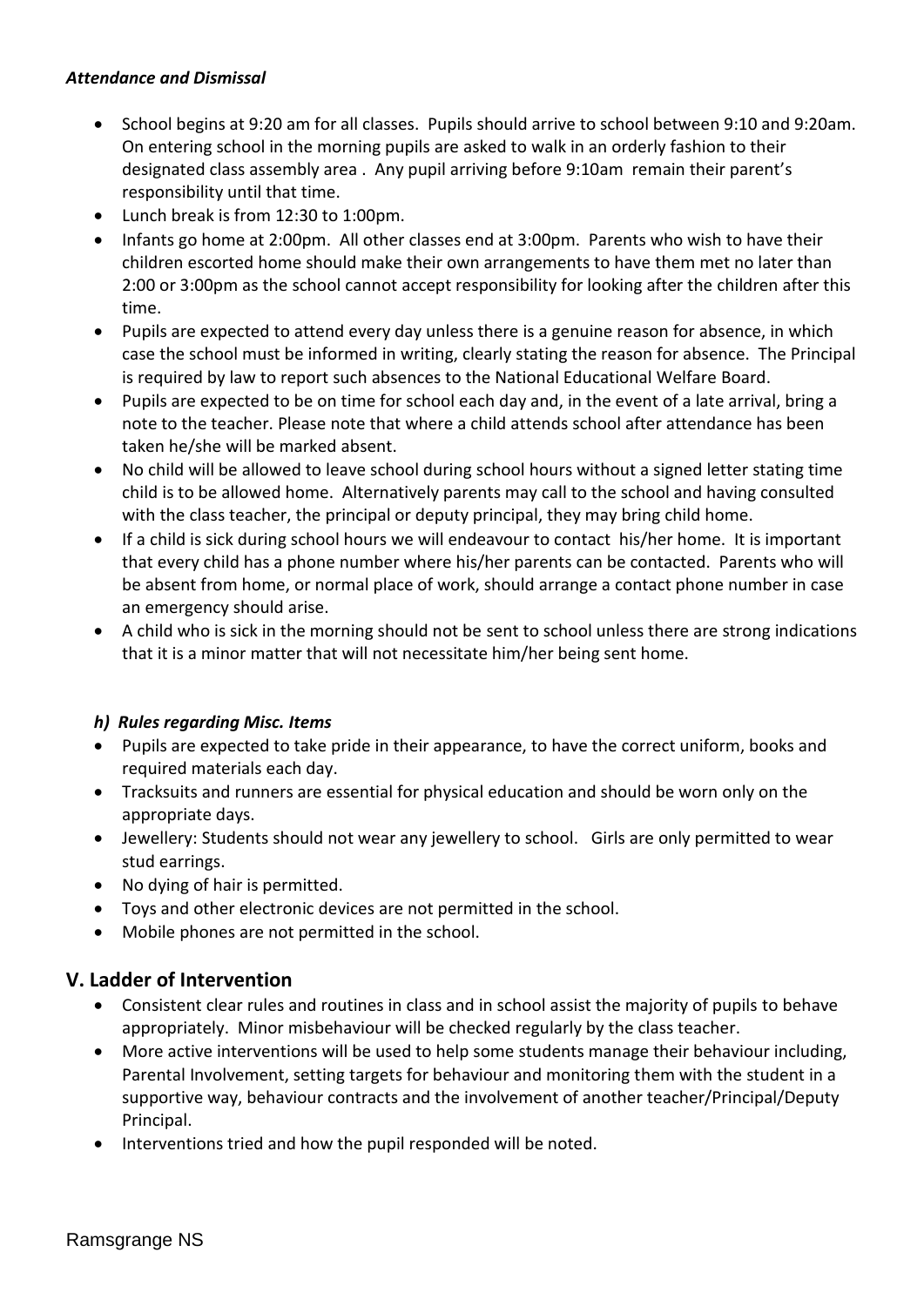***Attendance and Dismissal***

- School begins at 9:20 am for all classes. Pupils should arrive to school between 9:10 and 9:20am. On entering school in the morning pupils are asked to walk in an orderly fashion to their designated class assembly area . Any pupil arriving before 9:10am remain their parent's responsibility until that time.
- Lunch break is from 12:30 to 1:00pm.
- Infants go home at 2:00pm. All other classes end at 3:00pm. Parents who wish to have their children escorted home should make their own arrangements to have them met no later than 2:00 or 3:00pm as the school cannot accept responsibility for looking after the children after this time.
- Pupils are expected to attend every day unless there is a genuine reason for absence, in which case the school must be informed in writing, clearly stating the reason for absence. The Principal is required by law to report such absences to the National Educational Welfare Board.
- Pupils are expected to be on time for school each day and, in the event of a late arrival, bring a note to the teacher. Please note that where a child attends school after attendance has been taken he/she will be marked absent.
- No child will be allowed to leave school during school hours without a signed letter stating time child is to be allowed home. Alternatively parents may call to the school and having consulted with the class teacher, the principal or deputy principal, they may bring child home.
- If a child is sick during school hours we will endeavour to contact his/her home. It is important that every child has a phone number where his/her parents can be contacted. Parents who will be absent from home, or normal place of work, should arrange a contact phone number in case an emergency should arise.
- A child who is sick in the morning should not be sent to school unless there are strong indications that it is a minor matter that will not necessitate him/her being sent home.

***h) Rules regarding Misc. Items***

- Pupils are expected to take pride in their appearance, to have the correct uniform, books and required materials each day.
- Tracksuits and runners are essential for physical education and should be worn only on the appropriate days.
- Jewellery: Students should not wear any jewellery to school. Girls are only permitted to wear stud earrings.
- No dying of hair is permitted.
- Toys and other electronic devices are not permitted in the school.
- Mobile phones are not permitted in the school.

## V. Ladder of Intervention

- Consistent clear rules and routines in class and in school assist the majority of pupils to behave appropriately. Minor misbehaviour will be checked regularly by the class teacher.
- More active interventions will be used to help some students manage their behaviour including, Parental Involvement, setting targets for behaviour and monitoring them with the student in a supportive way, behaviour contracts and the involvement of another teacher/Principal/Deputy Principal.
- Interventions tried and how the pupil responded will be noted.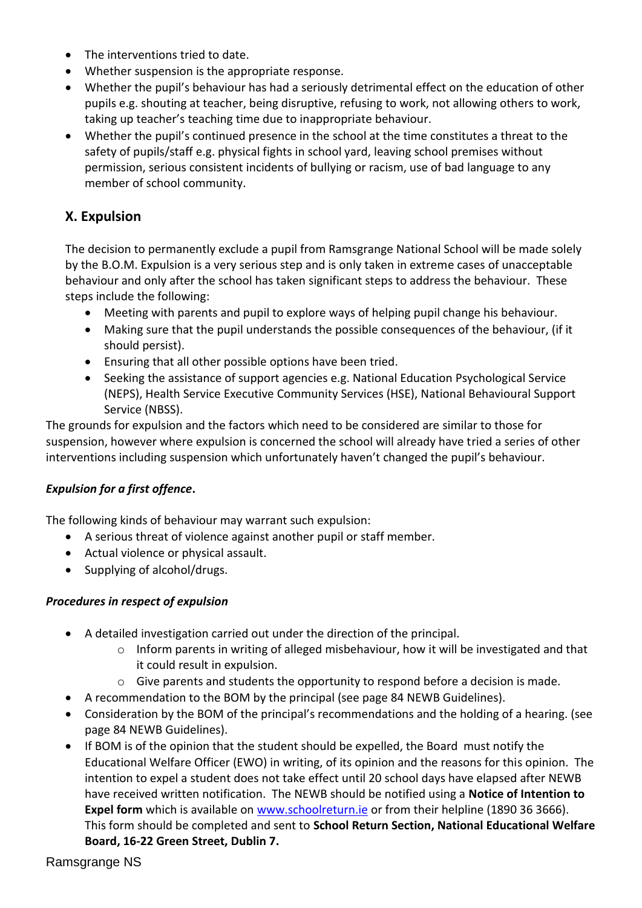- The interventions tried to date.
- Whether suspension is the appropriate response.
- Whether the pupil's behaviour has had a seriously detrimental effect on the education of other pupils e.g. shouting at teacher, being disruptive, refusing to work, not allowing others to work, taking up teacher's teaching time due to inappropriate behaviour.
- Whether the pupil's continued presence in the school at the time constitutes a threat to the safety of pupils/staff e.g. physical fights in school yard, leaving school premises without permission, serious consistent incidents of bullying or racism, use of bad language to any member of school community.

## X. Expulsion

The decision to permanently exclude a pupil from Ramsgrange National School will be made solely by the B.O.M. Expulsion is a very serious step and is only taken in extreme cases of unacceptable behaviour and only after the school has taken significant steps to address the behaviour. These steps include the following:

- Meeting with parents and pupil to explore ways of helping pupil change his behaviour.
- Making sure that the pupil understands the possible consequences of the behaviour, (if it should persist).
- Ensuring that all other possible options have been tried.
- Seeking the assistance of support agencies e.g. National Education Psychological Service (NEPS), Health Service Executive Community Services (HSE), National Behavioural Support Service (NBSS).

The grounds for expulsion and the factors which need to be considered are similar to those for suspension, however where expulsion is concerned the school will already have tried a series of other interventions including suspension which unfortunately haven't changed the pupil's behaviour.

***Expulsion for a first offence*.**

The following kinds of behaviour may warrant such expulsion:

- A serious threat of violence against another pupil or staff member.
- Actual violence or physical assault.
- Supplying of alcohol/drugs.

***Procedures in respect of expulsion***

- A detailed investigation carried out under the direction of the principal.
  - Inform parents in writing of alleged misbehaviour, how it will be investigated and that it could result in expulsion.
  - Give parents and students the opportunity to respond before a decision is made.
- A recommendation to the BOM by the principal (see page 84 NEWB Guidelines).
- Consideration by the BOM of the principal's recommendations and the holding of a hearing. (see page 84 NEWB Guidelines).
- If BOM is of the opinion that the student should be expelled, the Board must notify the Educational Welfare Officer (EWO) in writing, of its opinion and the reasons for this opinion. The intention to expel a student does not take effect until 20 school days have elapsed after NEWB have received written notification. The NEWB should be notified using a **Notice of Intention to Expel form** which is available on [www.schoolreturn.ie](www.schoolreturn.ie) or from their helpline (1890 36 3666). This form should be completed and sent to **School Return Section, National Educational Welfare Board, 16-22 Green Street, Dublin 7.**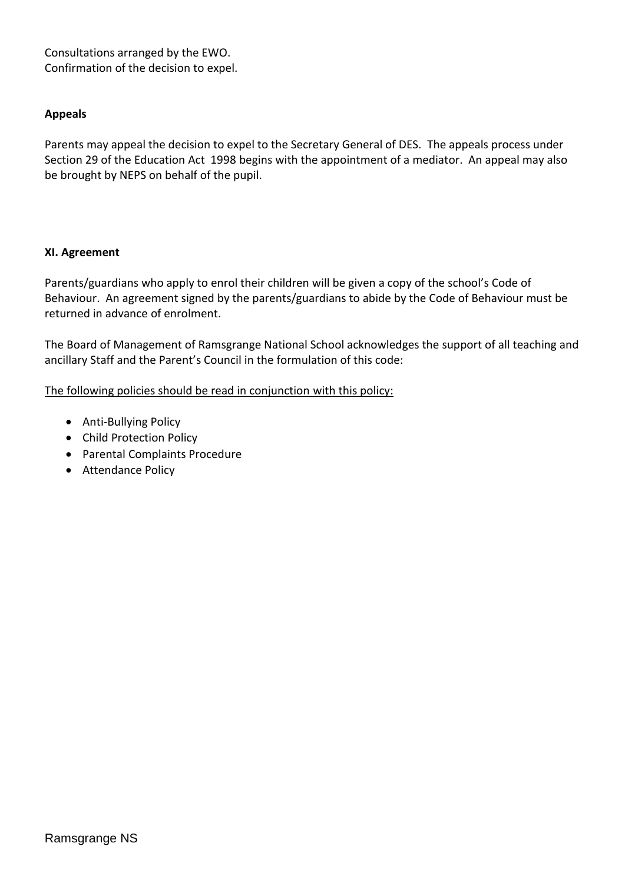Consultations arranged by the EWO.
Confirmation of the decision to expel.

**Appeals**

Parents may appeal the decision to expel to the Secretary General of DES. The appeals process under Section 29 of the Education Act 1998 begins with the appointment of a mediator. An appeal may also be brought by NEPS on behalf of the pupil.

**XI. Agreement**

Parents/guardians who apply to enrol their children will be given a copy of the school's Code of Behaviour. An agreement signed by the parents/guardians to abide by the Code of Behaviour must be returned in advance of enrolment.

The Board of Management of Ramsgrange National School acknowledges the support of all teaching and ancillary Staff and the Parent's Council in the formulation of this code:

<u>The following policies should be read in conjunction with this policy:</u>

- Anti-Bullying Policy
- Child Protection Policy
- Parental Complaints Procedure
- Attendance Policy